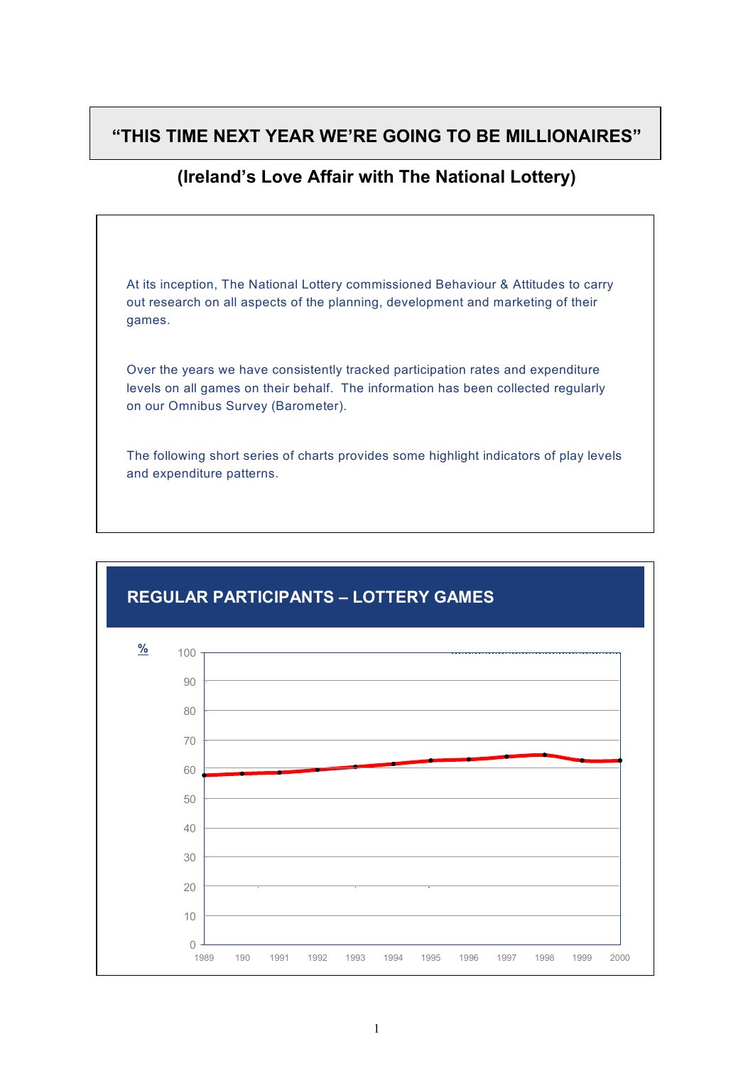# "THIS TIME NEXT YEAR WE'RE GOING TO BE MILLIONAIRES"

## (Ireland's Love Affair with The National Lottery)

At its inception, The National Lottery commissioned Behaviour & Attitudes to carry out research on all aspects of the planning, development and marketing of their games.

Over the years we have consistently tracked participation rates and expenditure levels on all games on their behalf. The information has been collected regularly on our Omnibus Survey (Barometer).

The following short series of charts provides some highlight indicators of play levels and expenditure patterns.

## REGULAR PARTICIPANTS – LOTTERY GAMES

%

100
90
80
70
60
50
40
30
20
10
0

1989 190 1991 1992 1993 1994 1995 1996 1997 1998 1999 2000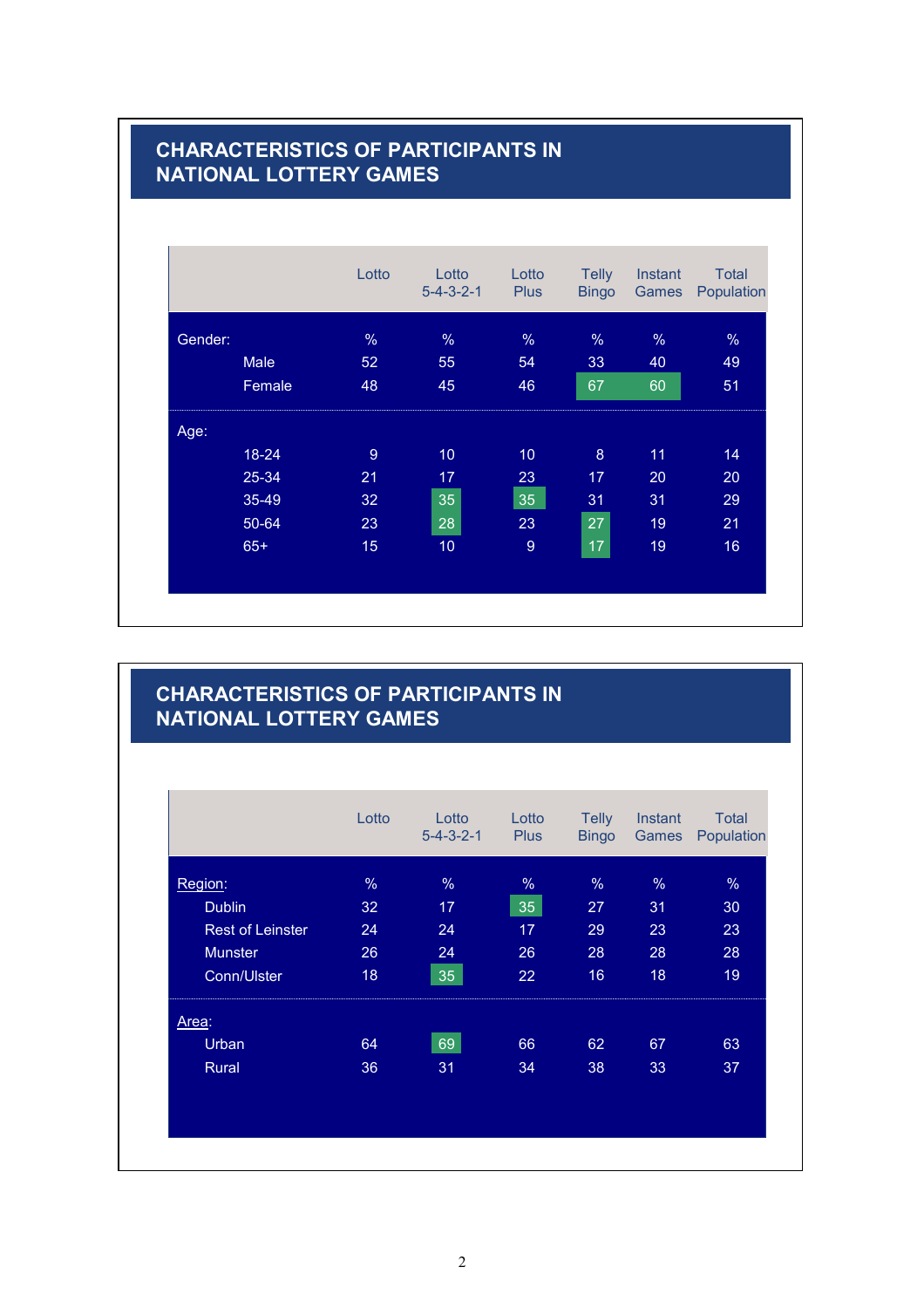## CHARACTERISTICS OF PARTICIPANTS IN NATIONAL LOTTERY GAMES

| | Lotto | Lotto 5-4-3-2-1 | Lotto Plus | Telly Bingo | Instant Games | Total Population |
|---|---|---|---|---|---|---|
| Gender: | % | % | % | % | % | % |
| Male | 52 | 55 | 54 | 33 | 40 | 49 |
| Female | 48 | 45 | 46 | 67 | 60 | 51 |
| Age: | | | | | | |
| 18-24 | 9 | 10 | 10 | 8 | 11 | 14 |
| 25-34 | 21 | 17 | 23 | 17 | 20 | 20 |
| 35-49 | 32 | 35 | 35 | 31 | 31 | 29 |
| 50-64 | 23 | 28 | 23 | 27 | 19 | 21 |
| 65+ | 15 | 10 | 9 | 17 | 19 | 16 |

## CHARACTERISTICS OF PARTICIPANTS IN NATIONAL LOTTERY GAMES

| | Lotto | Lotto 5-4-3-2-1 | Lotto Plus | Telly Bingo | Instant Games | Total Population |
|---|---|---|---|---|---|---|
| Region: | % | % | % | % | % | % |
| Dublin | 32 | 17 | 35 | 27 | 31 | 30 |
| Rest of Leinster | 24 | 24 | 17 | 29 | 23 | 23 |
| Munster | 26 | 24 | 26 | 28 | 28 | 28 |
| Conn/Ulster | 18 | 35 | 22 | 16 | 18 | 19 |
| Area: | | | | | | |
| Urban | 64 | 69 | 66 | 62 | 67 | 63 |
| Rural | 36 | 31 | 34 | 38 | 33 | 37 |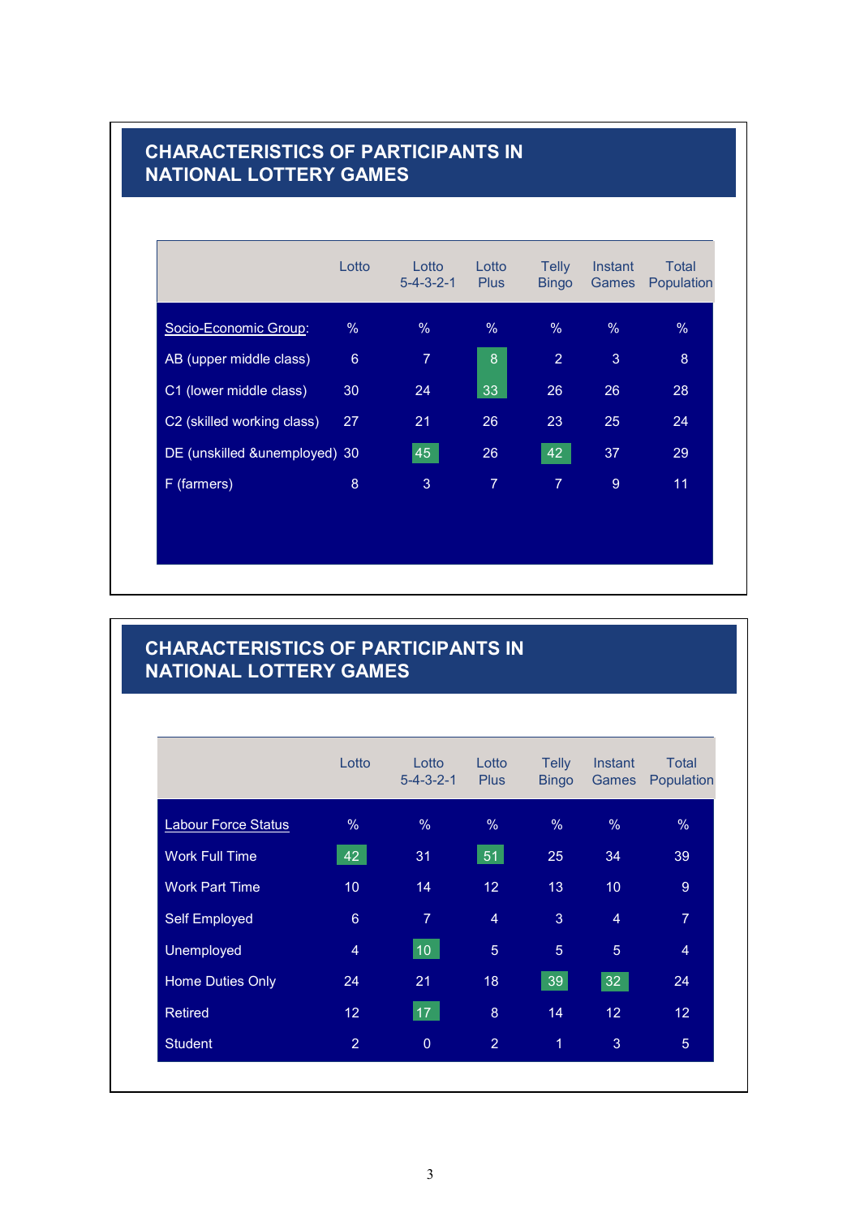## CHARACTERISTICS OF PARTICIPANTS IN NATIONAL LOTTERY GAMES

| | Lotto | Lotto 5-4-3-2-1 | Lotto Plus | Telly Bingo | Instant Games | Total Population |
|---|---|---|---|---|---|---|
| Socio-Economic Group: | % | % | % | % | % | % |
| AB (upper middle class) | 6 | 7 | 8 | 2 | 3 | 8 |
| C1 (lower middle class) | 30 | 24 | 33 | 26 | 26 | 28 |
| C2 (skilled working class) | 27 | 21 | 26 | 23 | 25 | 24 |
| DE (unskilled &unemployed) | 30 | 45 | 26 | 42 | 37 | 29 |
| F (farmers) | 8 | 3 | 7 | 7 | 9 | 11 |

## CHARACTERISTICS OF PARTICIPANTS IN NATIONAL LOTTERY GAMES

| | Lotto | Lotto 5-4-3-2-1 | Lotto Plus | Telly Bingo | Instant Games | Total Population |
|---|---|---|---|---|---|---|
| Labour Force Status | % | % | % | % | % | % |
| Work Full Time | 42 | 31 | 51 | 25 | 34 | 39 |
| Work Part Time | 10 | 14 | 12 | 13 | 10 | 9 |
| Self Employed | 6 | 7 | 4 | 3 | 4 | 7 |
| Unemployed | 4 | 10 | 5 | 5 | 5 | 4 |
| Home Duties Only | 24 | 21 | 18 | 39 | 32 | 24 |
| Retired | 12 | 17 | 8 | 14 | 12 | 12 |
| Student | 2 | 0 | 2 | 1 | 3 | 5 |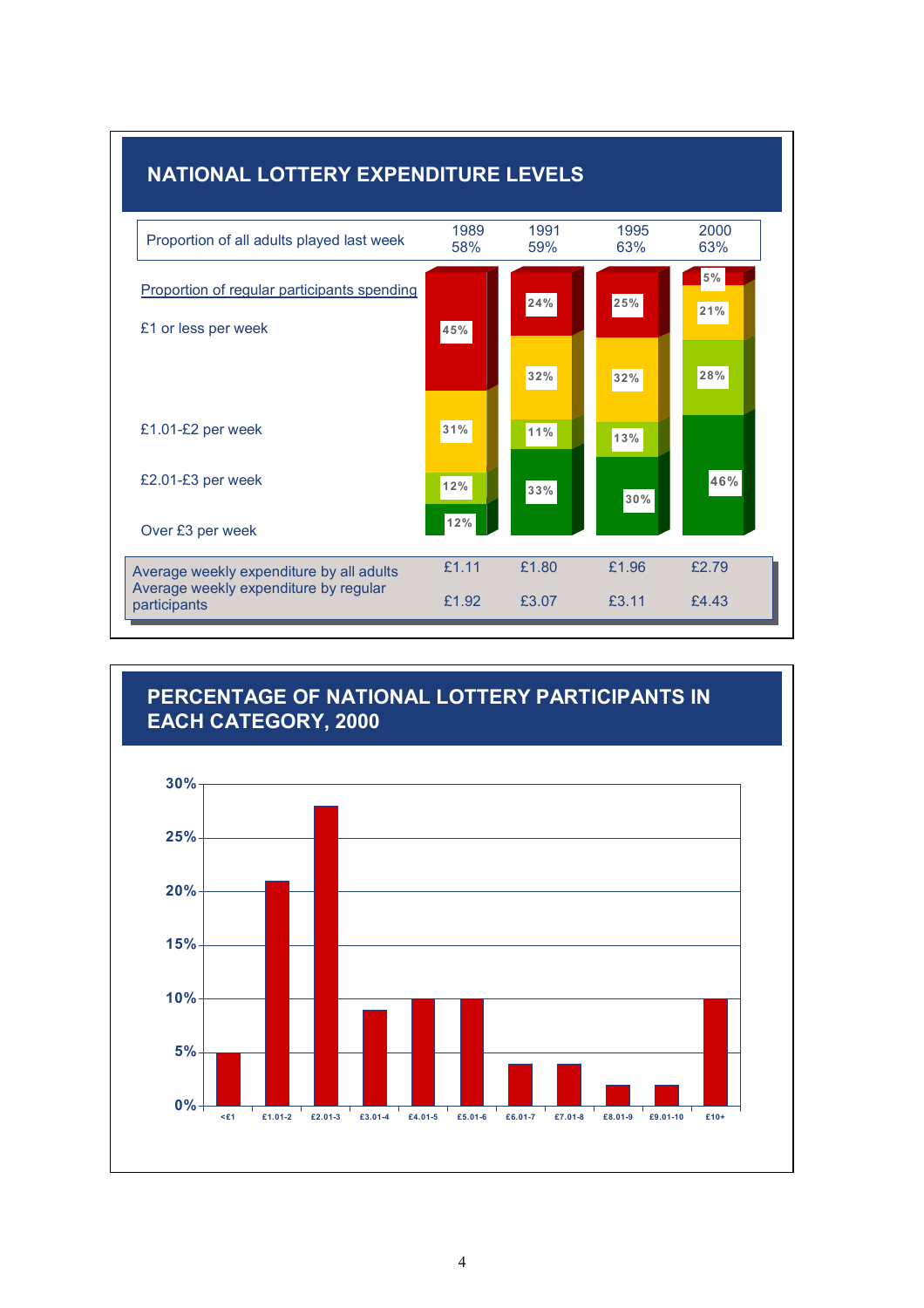## NATIONAL LOTTERY EXPENDITURE LEVELS

| | 1989 | 1991 | 1995 | 2000 |
|---|---|---|---|---|
| Proportion of all adults played last week | 58% | 59% | 63% | 63% |
| *Proportion of regular participants spending* | | | | |
| £1 or less per week | 45% | 24% | 25% | 5% |
| £1.01-£2 per week | 31% | 32% | 32% | 21% |
| £2.01-£3 per week | 12% | 11% | 13% | 28% |
| Over £3 per week | 12% | 33% | 30% | 46% |
| Average weekly expenditure by all adults | £1.11 | £1.80 | £1.96 | £2.79 |
| Average weekly expenditure by regular participants | £1.92 | £3.07 | £3.11 | £4.43 |

## PERCENTAGE OF NATIONAL LOTTERY PARTICIPANTS IN EACH CATEGORY, 2000

| Category | Percentage |
|---|---|
| <£1 | 5% |
| £1.01-2 | 21% |
| £2.01-3 | 28% |
| £3.01-4 | 9% |
| £4.01-5 | 10% |
| £5.01-6 | 10% |
| £6.01-7 | 4% |
| £7.01-8 | 4% |
| £8.01-9 | 2% |
| £9.01-10 | 2% |
| £10+ | 10% |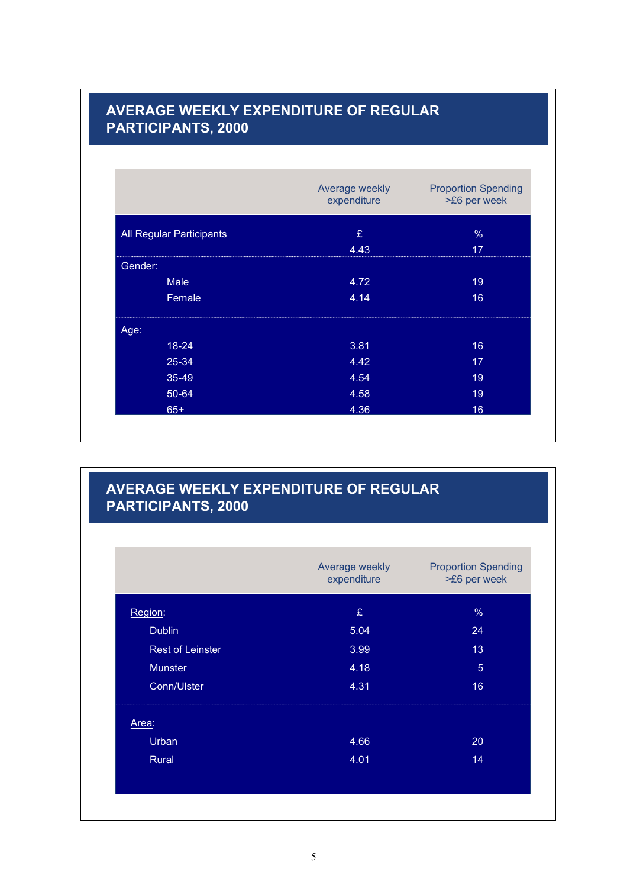## AVERAGE WEEKLY EXPENDITURE OF REGULAR PARTICIPANTS, 2000

| | Average weekly expenditure | Proportion Spending >£6 per week |
|---|---|---|
| All Regular Participants | £ | % |
| | 4.43 | 17 |
| Gender: | | |
| Male | 4.72 | 19 |
| Female | 4.14 | 16 |
| Age: | | |
| 18-24 | 3.81 | 16 |
| 25-34 | 4.42 | 17 |
| 35-49 | 4.54 | 19 |
| 50-64 | 4.58 | 19 |
| 65+ | 4.36 | 16 |

## AVERAGE WEEKLY EXPENDITURE OF REGULAR PARTICIPANTS, 2000

| | Average weekly expenditure | Proportion Spending >£6 per week |
|---|---|---|
| Region: | £ | % |
| Dublin | 5.04 | 24 |
| Rest of Leinster | 3.99 | 13 |
| Munster | 4.18 | 5 |
| Conn/Ulster | 4.31 | 16 |
| Area: | | |
| Urban | 4.66 | 20 |
| Rural | 4.01 | 14 |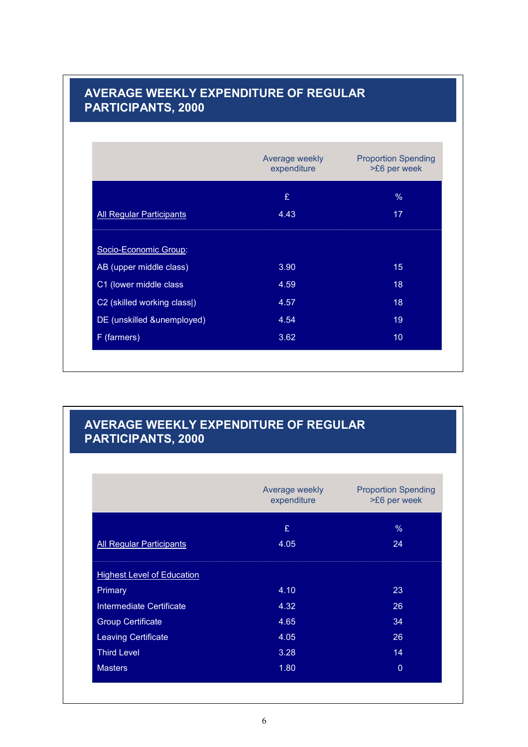## AVERAGE WEEKLY EXPENDITURE OF REGULAR PARTICIPANTS, 2000

| | Average weekly expenditure | Proportion Spending >£6 per week |
|---|---|---|
| | £ | % |
| All Regular Participants | 4.43 | 17 |
| Socio-Economic Group: | | |
| AB (upper middle class) | 3.90 | 15 |
| C1 (lower middle class | 4.59 | 18 |
| C2 (skilled working class\|) | 4.57 | 18 |
| DE (unskilled &unemployed) | 4.54 | 19 |
| F (farmers) | 3.62 | 10 |

## AVERAGE WEEKLY EXPENDITURE OF REGULAR PARTICIPANTS, 2000

| | Average weekly expenditure | Proportion Spending >£6 per week |
|---|---|---|
| | £ | % |
| All Regular Participants | 4.05 | 24 |
| Highest Level of Education | | |
| Primary | 4.10 | 23 |
| Intermediate Certificate | 4.32 | 26 |
| Group Certificate | 4.65 | 34 |
| Leaving Certificate | 4.05 | 26 |
| Third Level | 3.28 | 14 |
| Masters | 1.80 | 0 |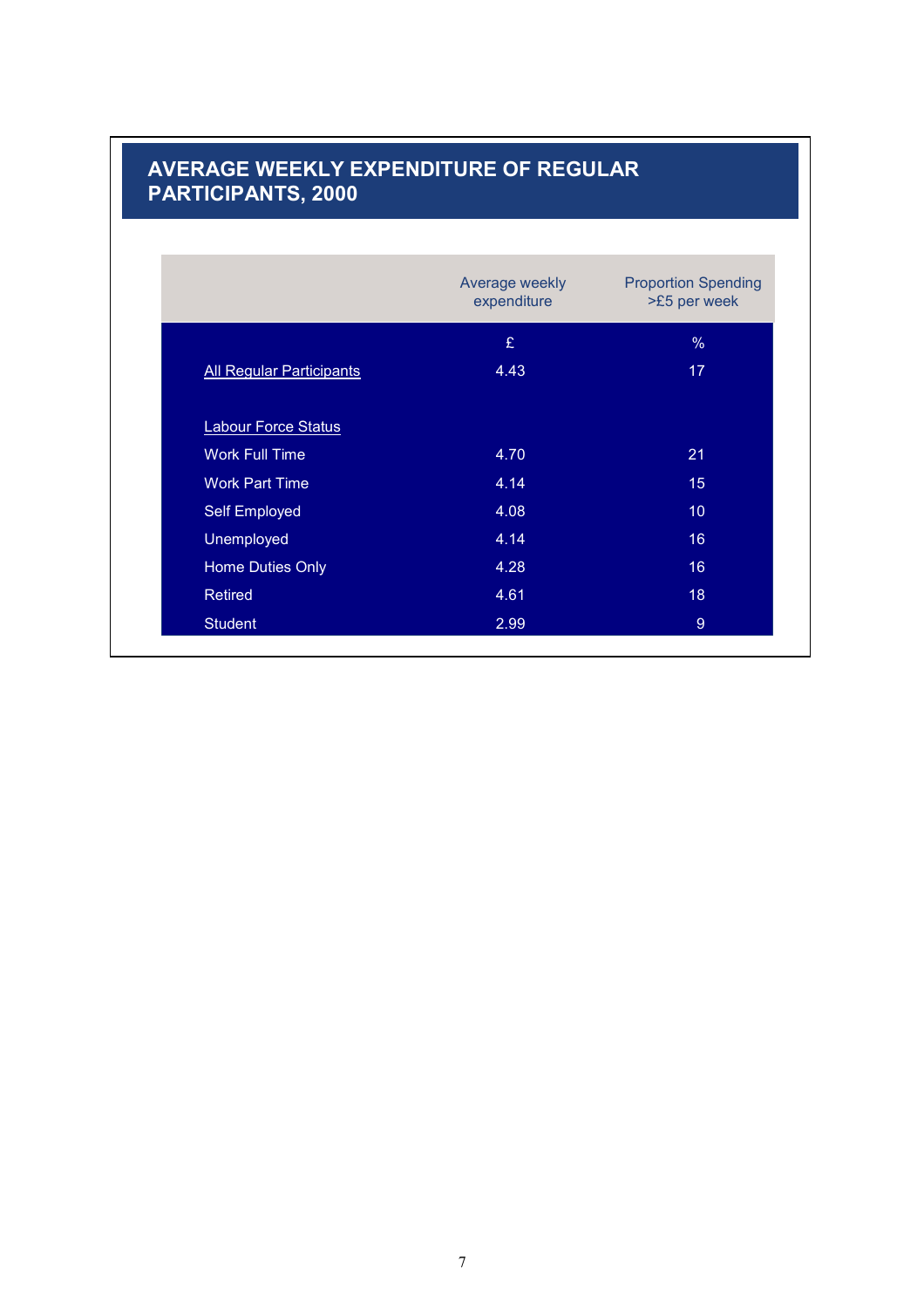## AVERAGE WEEKLY EXPENDITURE OF REGULAR PARTICIPANTS, 2000

| | Average weekly expenditure | Proportion Spending >£5 per week |
|---|---|---|
| | £ | % |
| All Regular Participants | 4.43 | 17 |
| | | |
| Labour Force Status | | |
| Work Full Time | 4.70 | 21 |
| Work Part Time | 4.14 | 15 |
| Self Employed | 4.08 | 10 |
| Unemployed | 4.14 | 16 |
| Home Duties Only | 4.28 | 16 |
| Retired | 4.61 | 18 |
| Student | 2.99 | 9 |